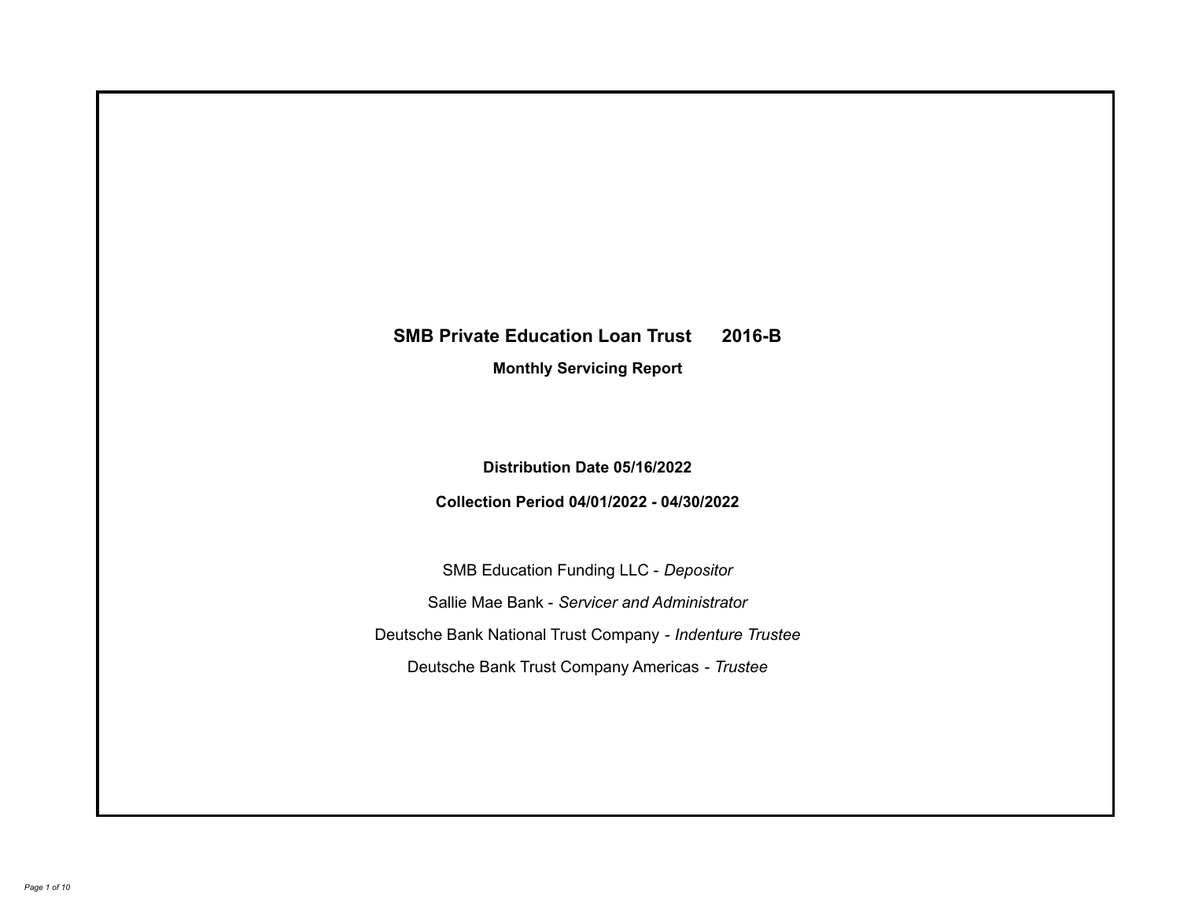# SMB Private Education Loan Trust 2016-B

## Monthly Servicing Report

**Distribution Date 05/16/2022**

**Collection Period 04/01/2022 - 04/30/2022**

SMB Education Funding LLC - *Depositor*

Sallie Mae Bank - *Servicer and Administrator*

Deutsche Bank National Trust Company - *Indenture Trustee*

Deutsche Bank Trust Company Americas - *Trustee*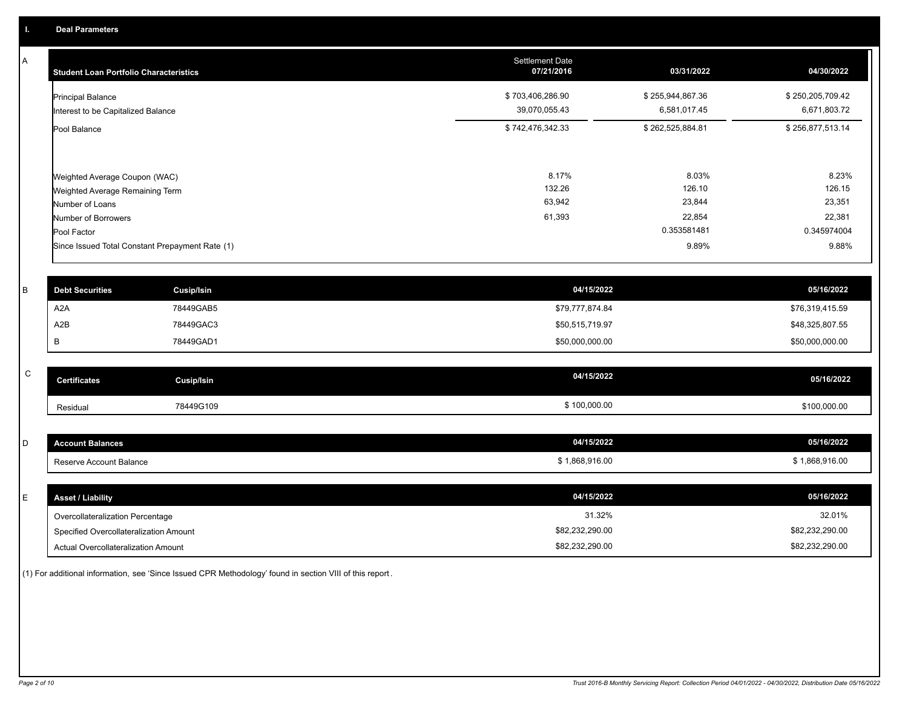## I. Deal Parameters

### A

| Student Loan Portfolio Characteristics | Settlement Date 07/21/2016 | 03/31/2022 | 04/30/2022 |
|---|---|---|---|
| Principal Balance | $ 703,406,286.90 | $ 255,944,867.36 | $ 250,205,709.42 |
| Interest to be Capitalized Balance | 39,070,055.43 | 6,581,017.45 | 6,671,803.72 |
| Pool Balance | $ 742,476,342.33 | $ 262,525,884.81 | $ 256,877,513.14 |
| Weighted Average Coupon (WAC) | 8.17% | 8.03% | 8.23% |
| Weighted Average Remaining Term | 132.26 | 126.10 | 126.15 |
| Number of Loans | 63,942 | 23,844 | 23,351 |
| Number of Borrowers | 61,393 | 22,854 | 22,381 |
| Pool Factor | | 0.353581481 | 0.345974004 |
| Since Issued Total Constant Prepayment Rate (1) | | 9.89% | 9.88% |

### B

| Debt Securities | Cusip/Isin | 04/15/2022 | 05/16/2022 |
|---|---|---|---|
| A2A | 78449GAB5 | $79,777,874.84 | $76,319,415.59 |
| A2B | 78449GAC3 | $50,515,719.97 | $48,325,807.55 |
| B | 78449GAD1 | $50,000,000.00 | $50,000,000.00 |

### C

| Certificates | Cusip/Isin | 04/15/2022 | 05/16/2022 |
|---|---|---|---|
| Residual | 78449G109 | $ 100,000.00 | $100,000.00 |

### D

| Account Balances | 04/15/2022 | 05/16/2022 |
|---|---|---|
| Reserve Account Balance | $ 1,868,916.00 | $ 1,868,916.00 |

### E

| Asset / Liability | 04/15/2022 | 05/16/2022 |
|---|---|---|
| Overcollateralization Percentage | 31.32% | 32.01% |
| Specified Overcollateralization Amount | $82,232,290.00 | $82,232,290.00 |
| Actual Overcollateralization Amount | $82,232,290.00 | $82,232,290.00 |

(1) For additional information, see 'Since Issued CPR Methodology' found in section VIII of this report.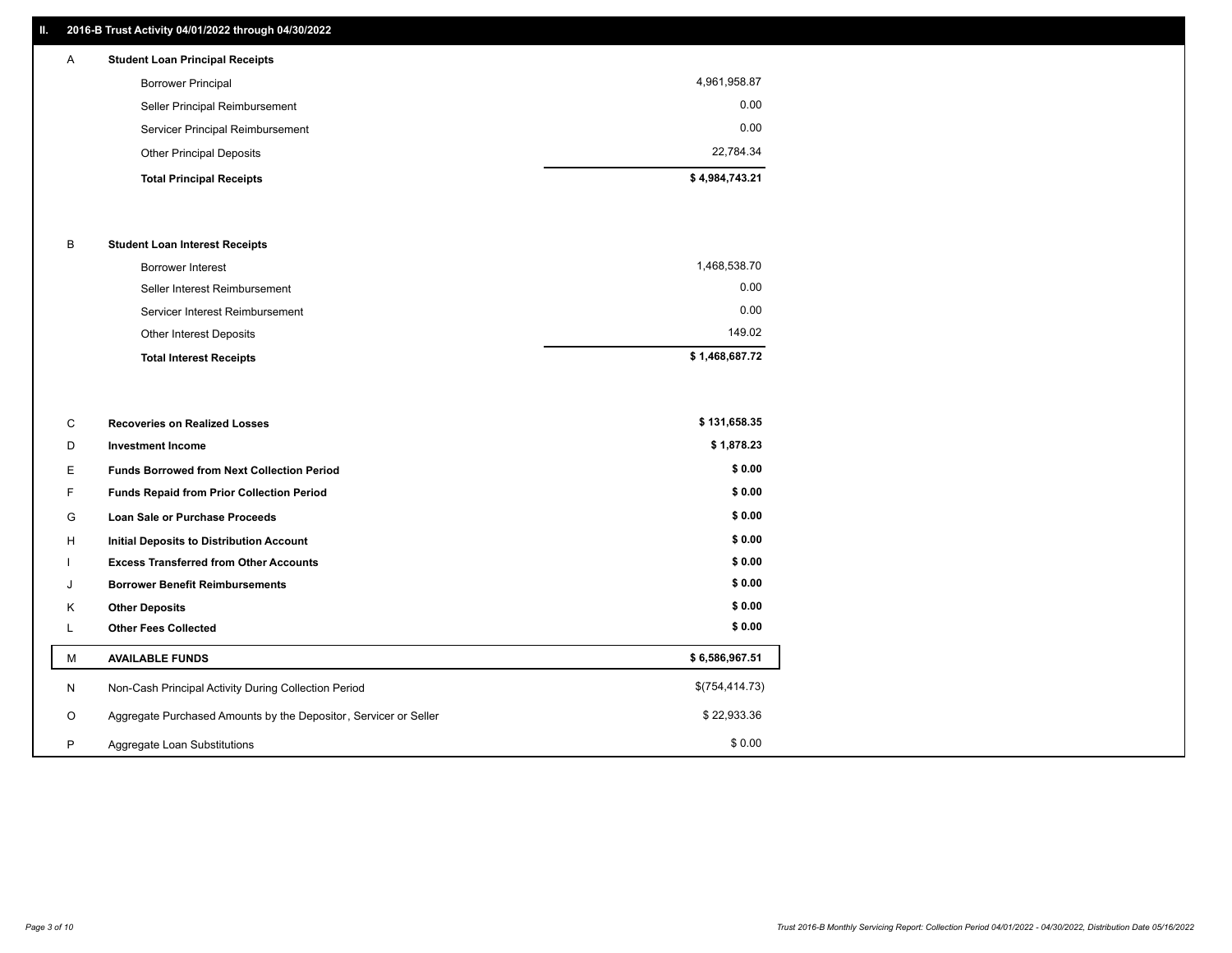## II. 2016-B Trust Activity 04/01/2022 through 04/30/2022

| | | |
|---|---|---|
| A | **Student Loan Principal Receipts** | |
| | Borrower Principal | 4,961,958.87 |
| | Seller Principal Reimbursement | 0.00 |
| | Servicer Principal Reimbursement | 0.00 |
| | Other Principal Deposits | 22,784.34 |
| | **Total Principal Receipts** | **$ 4,984,743.21** |
| B | **Student Loan Interest Receipts** | |
| | Borrower Interest | 1,468,538.70 |
| | Seller Interest Reimbursement | 0.00 |
| | Servicer Interest Reimbursement | 0.00 |
| | Other Interest Deposits | 149.02 |
| | **Total Interest Receipts** | **$ 1,468,687.72** |
| C | **Recoveries on Realized Losses** | **$ 131,658.35** |
| D | **Investment Income** | **$ 1,878.23** |
| E | **Funds Borrowed from Next Collection Period** | **$ 0.00** |
| F | **Funds Repaid from Prior Collection Period** | **$ 0.00** |
| G | **Loan Sale or Purchase Proceeds** | **$ 0.00** |
| H | **Initial Deposits to Distribution Account** | **$ 0.00** |
| I | **Excess Transferred from Other Accounts** | **$ 0.00** |
| J | **Borrower Benefit Reimbursements** | **$ 0.00** |
| K | **Other Deposits** | **$ 0.00** |
| L | **Other Fees Collected** | **$ 0.00** |
| M | **AVAILABLE FUNDS** | **$ 6,586,967.51** |
| N | Non-Cash Principal Activity During Collection Period | $(754,414.73) |
| O | Aggregate Purchased Amounts by the Depositor, Servicer or Seller | $ 22,933.36 |
| P | Aggregate Loan Substitutions | $ 0.00 |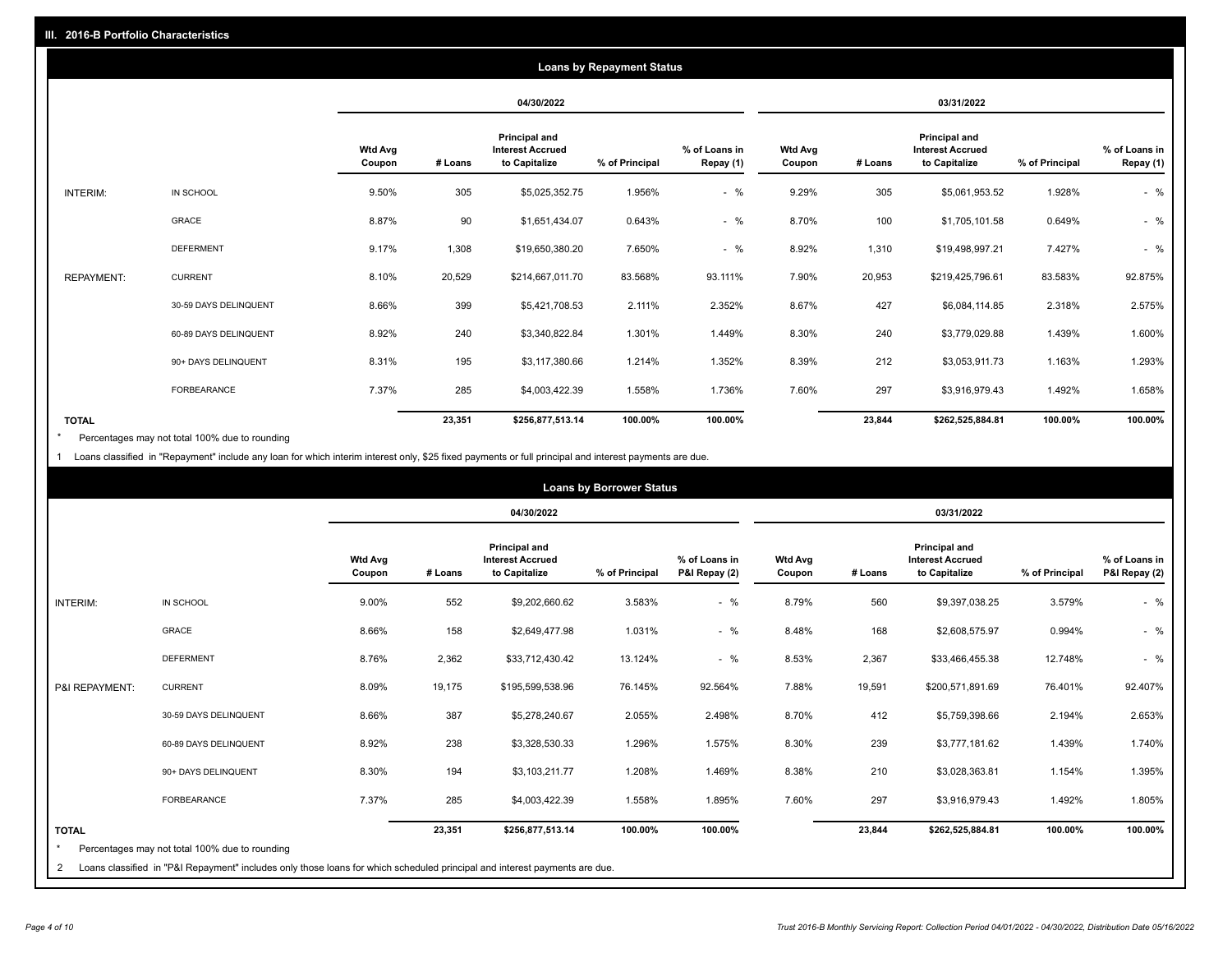## III. 2016-B Portfolio Characteristics

### Loans by Repayment Status

| | | 04/30/2022 | | | | | 03/31/2022 | | | | |
|---|---|---|---|---|---|---|---|---|---|---|---|
| | | Wtd Avg Coupon | # Loans | Principal and Interest Accrued to Capitalize | % of Principal | % of Loans in Repay (1) | Wtd Avg Coupon | # Loans | Principal and Interest Accrued to Capitalize | % of Principal | % of Loans in Repay (1) |
| INTERIM: | IN SCHOOL | 9.50% | 305 | $5,025,352.75 | 1.956% | - % | 9.29% | 305 | $5,061,953.52 | 1.928% | - % |
| | GRACE | 8.87% | 90 | $1,651,434.07 | 0.643% | - % | 8.70% | 100 | $1,705,101.58 | 0.649% | - % |
| | DEFERMENT | 9.17% | 1,308 | $19,650,380.20 | 7.650% | - % | 8.92% | 1,310 | $19,498,997.21 | 7.427% | - % |
| REPAYMENT: | CURRENT | 8.10% | 20,529 | $214,667,011.70 | 83.568% | 93.111% | 7.90% | 20,953 | $219,425,796.61 | 83.583% | 92.875% |
| | 30-59 DAYS DELINQUENT | 8.66% | 399 | $5,421,708.53 | 2.111% | 2.352% | 8.67% | 427 | $6,084,114.85 | 2.318% | 2.575% |
| | 60-89 DAYS DELINQUENT | 8.92% | 240 | $3,340,822.84 | 1.301% | 1.449% | 8.30% | 240 | $3,779,029.88 | 1.439% | 1.600% |
| | 90+ DAYS DELINQUENT | 8.31% | 195 | $3,117,380.66 | 1.214% | 1.352% | 8.39% | 212 | $3,053,911.73 | 1.163% | 1.293% |
| | FORBEARANCE | 7.37% | 285 | $4,003,422.39 | 1.558% | 1.736% | 7.60% | 297 | $3,916,979.43 | 1.492% | 1.658% |
| TOTAL | | | 23,351 | $256,877,513.14 | 100.00% | 100.00% | | 23,844 | $262,525,884.81 | 100.00% | 100.00% |

* Percentages may not total 100% due to rounding

1 Loans classified in "Repayment" include any loan for which interim interest only, $25 fixed payments or full principal and interest payments are due.

### Loans by Borrower Status

| | | 04/30/2022 | | | | | 03/31/2022 | | | | |
|---|---|---|---|---|---|---|---|---|---|---|---|
| | | Wtd Avg Coupon | # Loans | Principal and Interest Accrued to Capitalize | % of Principal | % of Loans in P&I Repay (2) | Wtd Avg Coupon | # Loans | Principal and Interest Accrued to Capitalize | % of Principal | % of Loans in P&I Repay (2) |
| INTERIM: | IN SCHOOL | 9.00% | 552 | $9,202,660.62 | 3.583% | - % | 8.79% | 560 | $9,397,038.25 | 3.579% | - % |
| | GRACE | 8.66% | 158 | $2,649,477.98 | 1.031% | - % | 8.48% | 168 | $2,608,575.97 | 0.994% | - % |
| | DEFERMENT | 8.76% | 2,362 | $33,712,430.42 | 13.124% | - % | 8.53% | 2,367 | $33,466,455.38 | 12.748% | - % |
| P&I REPAYMENT: | CURRENT | 8.09% | 19,175 | $195,599,538.96 | 76.145% | 92.564% | 7.88% | 19,591 | $200,571,891.69 | 76.401% | 92.407% |
| | 30-59 DAYS DELINQUENT | 8.66% | 387 | $5,278,240.67 | 2.055% | 2.498% | 8.70% | 412 | $5,759,398.66 | 2.194% | 2.653% |
| | 60-89 DAYS DELINQUENT | 8.92% | 238 | $3,328,530.33 | 1.296% | 1.575% | 8.30% | 239 | $3,777,181.62 | 1.439% | 1.740% |
| | 90+ DAYS DELINQUENT | 8.30% | 194 | $3,103,211.77 | 1.208% | 1.469% | 8.38% | 210 | $3,028,363.81 | 1.154% | 1.395% |
| | FORBEARANCE | 7.37% | 285 | $4,003,422.39 | 1.558% | 1.895% | 7.60% | 297 | $3,916,979.43 | 1.492% | 1.805% |
| TOTAL | | | 23,351 | $256,877,513.14 | 100.00% | 100.00% | | 23,844 | $262,525,884.81 | 100.00% | 100.00% |

* Percentages may not total 100% due to rounding

2 Loans classified in "P&I Repayment" includes only those loans for which scheduled principal and interest payments are due.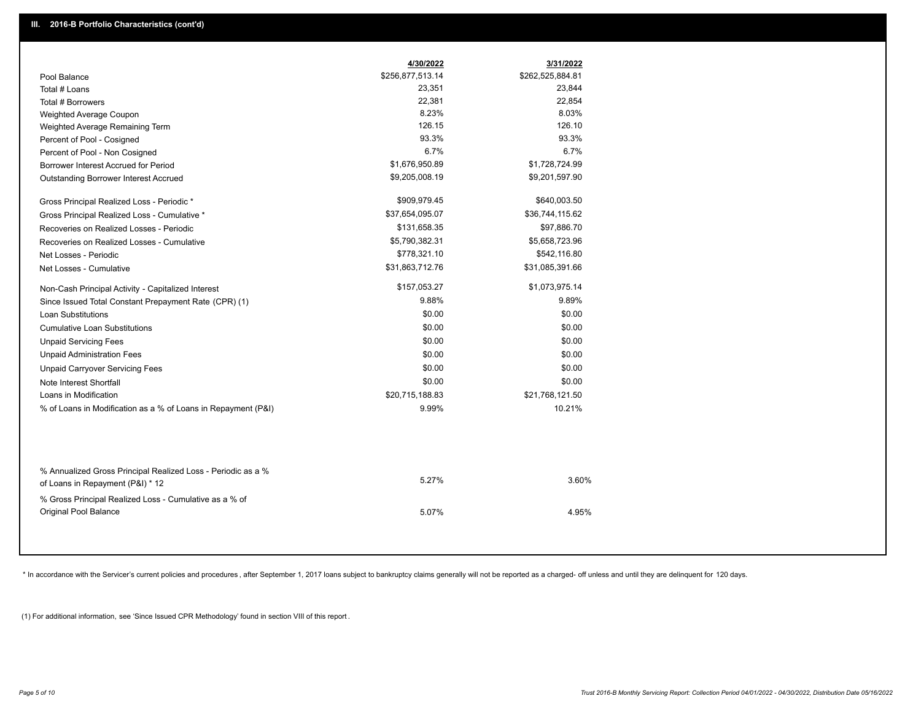## III. 2016-B Portfolio Characteristics (cont'd)

| | 4/30/2022 | 3/31/2022 |
|---|---|---|
| Pool Balance | $256,877,513.14 | $262,525,884.81 |
| Total # Loans | 23,351 | 23,844 |
| Total # Borrowers | 22,381 | 22,854 |
| Weighted Average Coupon | 8.23% | 8.03% |
| Weighted Average Remaining Term | 126.15 | 126.10 |
| Percent of Pool - Cosigned | 93.3% | 93.3% |
| Percent of Pool - Non Cosigned | 6.7% | 6.7% |
| Borrower Interest Accrued for Period | $1,676,950.89 | $1,728,724.99 |
| Outstanding Borrower Interest Accrued | $9,205,008.19 | $9,201,597.90 |
| Gross Principal Realized Loss - Periodic * | $909,979.45 | $640,003.50 |
| Gross Principal Realized Loss - Cumulative * | $37,654,095.07 | $36,744,115.62 |
| Recoveries on Realized Losses - Periodic | $131,658.35 | $97,886.70 |
| Recoveries on Realized Losses - Cumulative | $5,790,382.31 | $5,658,723.96 |
| Net Losses - Periodic | $778,321.10 | $542,116.80 |
| Net Losses - Cumulative | $31,863,712.76 | $31,085,391.66 |
| Non-Cash Principal Activity - Capitalized Interest | $157,053.27 | $1,073,975.14 |
| Since Issued Total Constant Prepayment Rate (CPR) (1) | 9.88% | 9.89% |
| Loan Substitutions | $0.00 | $0.00 |
| Cumulative Loan Substitutions | $0.00 | $0.00 |
| Unpaid Servicing Fees | $0.00 | $0.00 |
| Unpaid Administration Fees | $0.00 | $0.00 |
| Unpaid Carryover Servicing Fees | $0.00 | $0.00 |
| Note Interest Shortfall | $0.00 | $0.00 |
| Loans in Modification | $20,715,188.83 | $21,768,121.50 |
| % of Loans in Modification as a % of Loans in Repayment (P&I) | 9.99% | 10.21% |
| % Annualized Gross Principal Realized Loss - Periodic as a % of Loans in Repayment (P&I) * 12 | 5.27% | 3.60% |
| % Gross Principal Realized Loss - Cumulative as a % of Original Pool Balance | 5.07% | 4.95% |

* In accordance with the Servicer's current policies and procedures , after September 1, 2017 loans subject to bankruptcy claims generally will not be reported as a charged- off unless and until they are delinquent for 120 days.

(1) For additional information, see 'Since Issued CPR Methodology' found in section VIII of this report .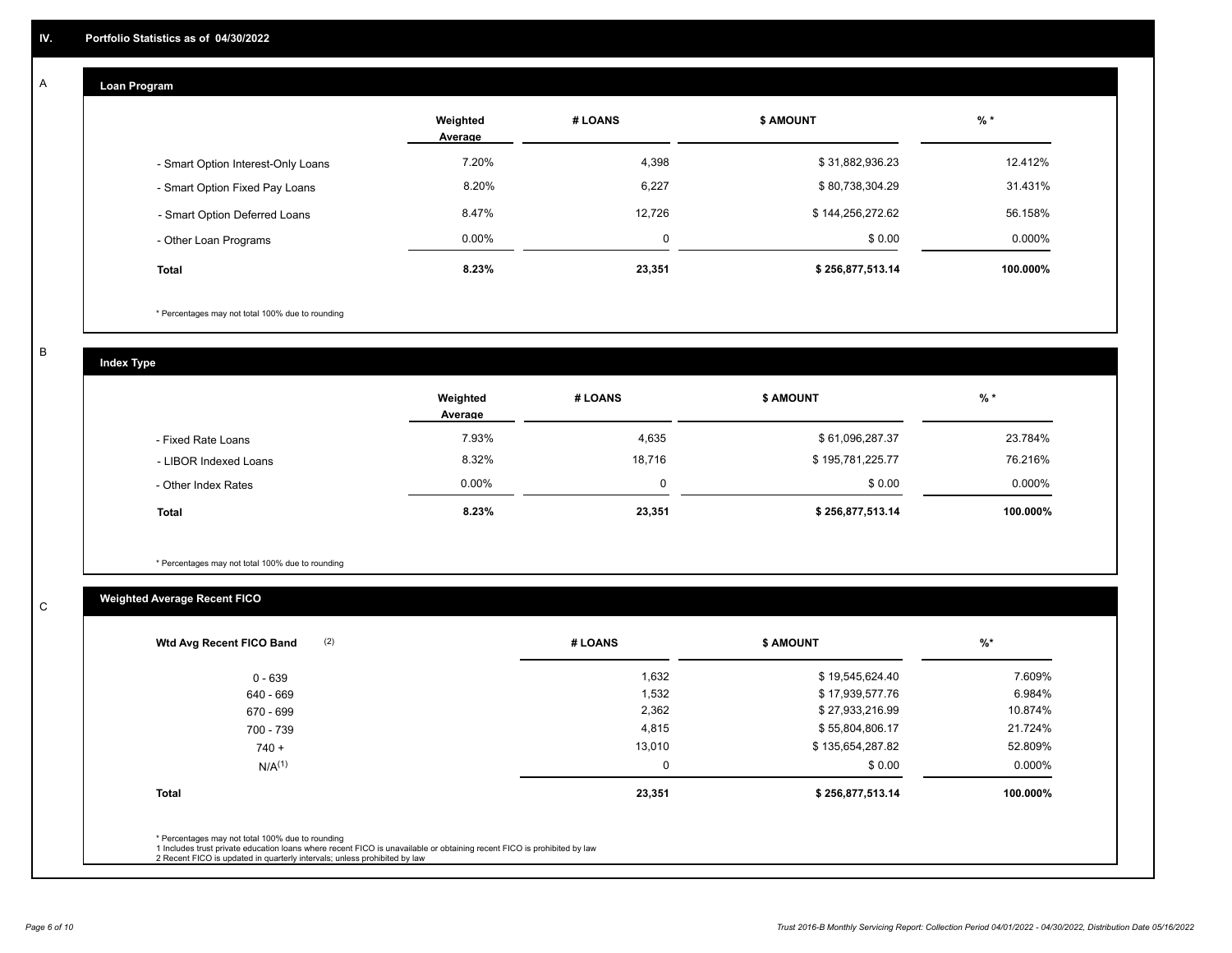## IV. Portfolio Statistics as of 04/30/2022

### A

#### Loan Program

| | Weighted Average | # LOANS | $ AMOUNT | % * |
|---|---|---|---|---|
| - Smart Option Interest-Only Loans | 7.20% | 4,398 | $ 31,882,936.23 | 12.412% |
| - Smart Option Fixed Pay Loans | 8.20% | 6,227 | $ 80,738,304.29 | 31.431% |
| - Smart Option Deferred Loans | 8.47% | 12,726 | $ 144,256,272.62 | 56.158% |
| - Other Loan Programs | 0.00% | 0 | $ 0.00 | 0.000% |
| **Total** | **8.23%** | **23,351** | **$ 256,877,513.14** | **100.000%** |

* Percentages may not total 100% due to rounding

### B

#### Index Type

| | Weighted Average | # LOANS | $ AMOUNT | % * |
|---|---|---|---|---|
| - Fixed Rate Loans | 7.93% | 4,635 | $ 61,096,287.37 | 23.784% |
| - LIBOR Indexed Loans | 8.32% | 18,716 | $ 195,781,225.77 | 76.216% |
| - Other Index Rates | 0.00% | 0 | $ 0.00 | 0.000% |
| **Total** | **8.23%** | **23,351** | **$ 256,877,513.14** | **100.000%** |

* Percentages may not total 100% due to rounding

### C

#### Weighted Average Recent FICO

| Wtd Avg Recent FICO Band (2) | # LOANS | $ AMOUNT | %* |
|---|---|---|---|
| 0 - 639 | 1,632 | $ 19,545,624.40 | 7.609% |
| 640 - 669 | 1,532 | $ 17,939,577.76 | 6.984% |
| 670 - 699 | 2,362 | $ 27,933,216.99 | 10.874% |
| 700 - 739 | 4,815 | $ 55,804,806.17 | 21.724% |
| 740 + | 13,010 | $ 135,654,287.82 | 52.809% |
| N/A(1) | 0 | $ 0.00 | 0.000% |
| **Total** | **23,351** | **$ 256,877,513.14** | **100.000%** |

* Percentages may not total 100% due to rounding
1 Includes trust private education loans where recent FICO is unavailable or obtaining recent FICO is prohibited by law
2 Recent FICO is updated in quarterly intervals; unless prohibited by law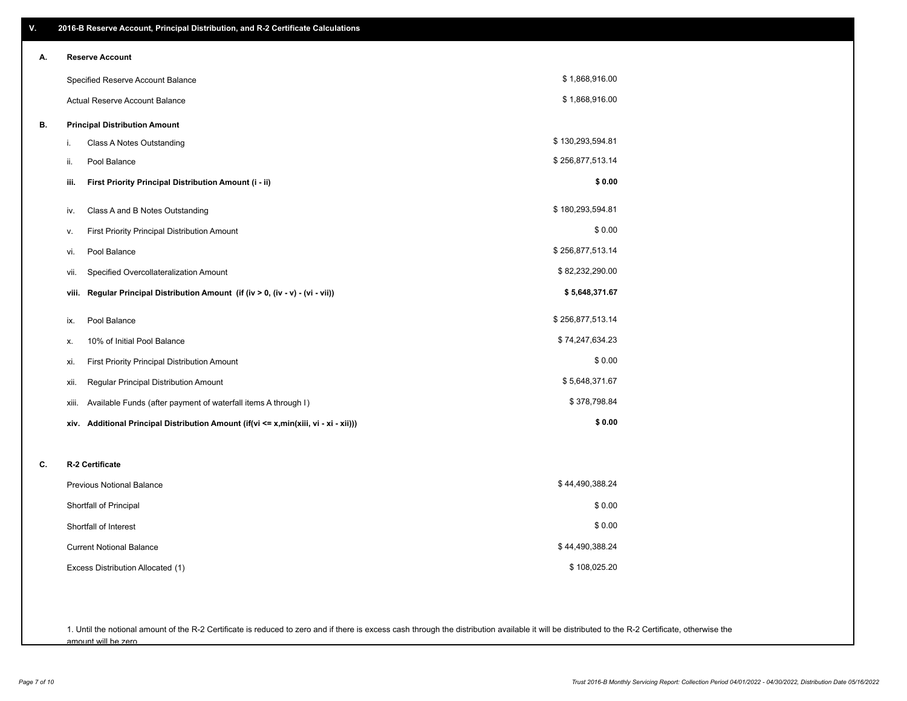## V. 2016-B Reserve Account, Principal Distribution, and R-2 Certificate Calculations

### A. Reserve Account

| | |
|---|---|
| Specified Reserve Account Balance | $ 1,868,916.00 |
| Actual Reserve Account Balance | $ 1,868,916.00 |

### B. Principal Distribution Amount

| | | |
|---|---|---|
| i. | Class A Notes Outstanding | $ 130,293,594.81 |
| ii. | Pool Balance | $ 256,877,513.14 |
| **iii.** | **First Priority Principal Distribution Amount (i - ii)** | **$ 0.00** |
| iv. | Class A and B Notes Outstanding | $ 180,293,594.81 |
| v. | First Priority Principal Distribution Amount | $ 0.00 |
| vi. | Pool Balance | $ 256,877,513.14 |
| vii. | Specified Overcollateralization Amount | $ 82,232,290.00 |
| **viii.** | **Regular Principal Distribution Amount (if (iv > 0, (iv - v) - (vi - vii))** | **$ 5,648,371.67** |
| ix. | Pool Balance | $ 256,877,513.14 |
| x. | 10% of Initial Pool Balance | $ 74,247,634.23 |
| xi. | First Priority Principal Distribution Amount | $ 0.00 |
| xii. | Regular Principal Distribution Amount | $ 5,648,371.67 |
| xiii. | Available Funds (after payment of waterfall items A through I) | $ 378,798.84 |
| **xiv.** | **Additional Principal Distribution Amount (if(vi <= x,min(xiii, vi - xi - xii)))** | **$ 0.00** |

### C. R-2 Certificate

| | |
|---|---|
| Previous Notional Balance | $ 44,490,388.24 |
| Shortfall of Principal | $ 0.00 |
| Shortfall of Interest | $ 0.00 |
| Current Notional Balance | $ 44,490,388.24 |
| Excess Distribution Allocated (1) | $ 108,025.20 |

1. Until the notional amount of the R-2 Certificate is reduced to zero and if there is excess cash through the distribution available it will be distributed to the R-2 Certificate, otherwise the amount will be zero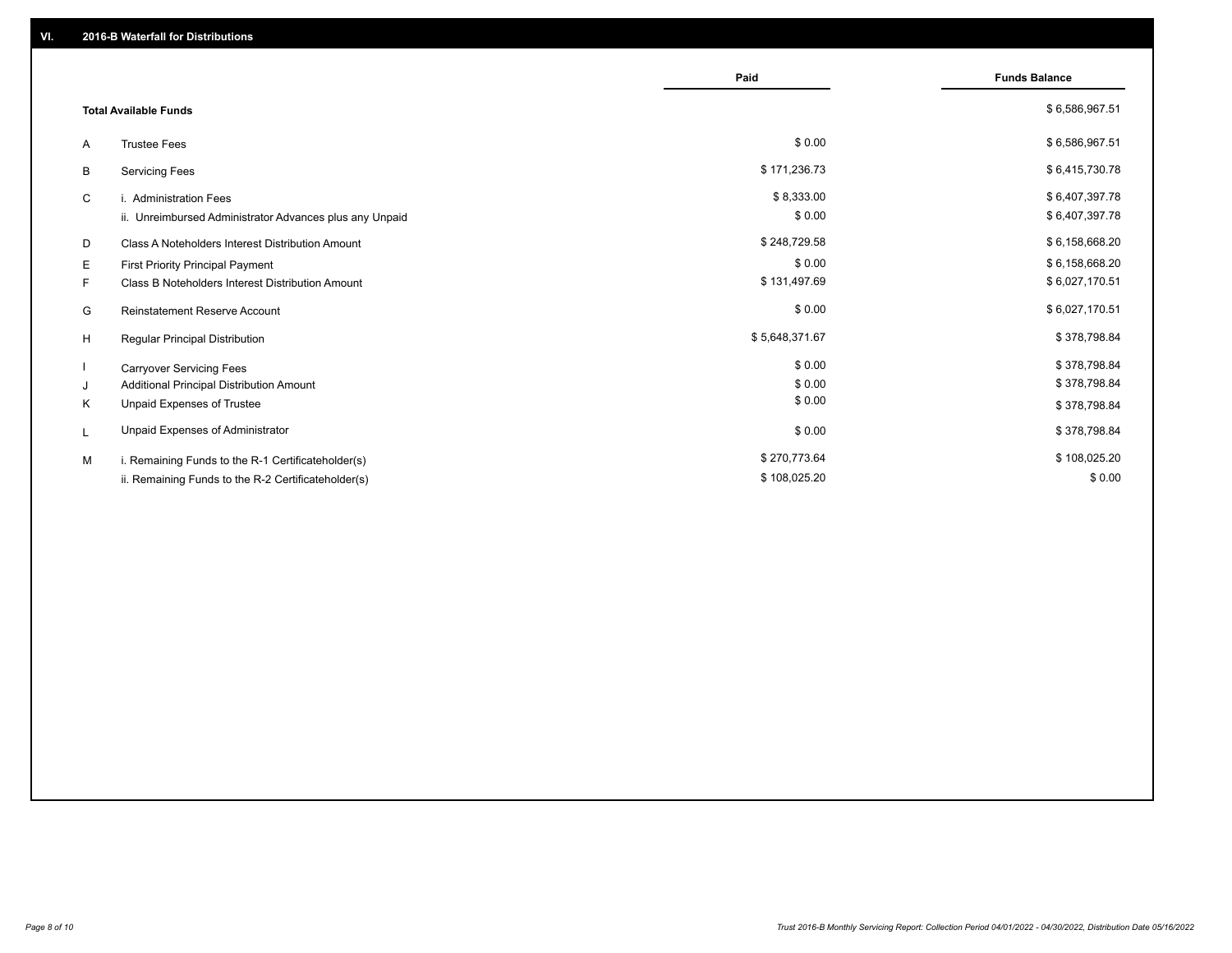## VI. 2016-B Waterfall for Distributions

| | | Paid | Funds Balance |
|---|---|---|---|
| | **Total Available Funds** | | $ 6,586,967.51 |
| A | Trustee Fees | $ 0.00 | $ 6,586,967.51 |
| B | Servicing Fees | $ 171,236.73 | $ 6,415,730.78 |
| C | i. Administration Fees | $ 8,333.00 | $ 6,407,397.78 |
| | ii. Unreimbursed Administrator Advances plus any Unpaid | $ 0.00 | $ 6,407,397.78 |
| D | Class A Noteholders Interest Distribution Amount | $ 248,729.58 | $ 6,158,668.20 |
| E | First Priority Principal Payment | $ 0.00 | $ 6,158,668.20 |
| F | Class B Noteholders Interest Distribution Amount | $ 131,497.69 | $ 6,027,170.51 |
| G | Reinstatement Reserve Account | $ 0.00 | $ 6,027,170.51 |
| H | Regular Principal Distribution | $ 5,648,371.67 | $ 378,798.84 |
| I | Carryover Servicing Fees | $ 0.00 | $ 378,798.84 |
| J | Additional Principal Distribution Amount | $ 0.00 | $ 378,798.84 |
| K | Unpaid Expenses of Trustee | $ 0.00 | $ 378,798.84 |
| L | Unpaid Expenses of Administrator | $ 0.00 | $ 378,798.84 |
| M | i. Remaining Funds to the R-1 Certificateholder(s) | $ 270,773.64 | $ 108,025.20 |
| | ii. Remaining Funds to the R-2 Certificateholder(s) | $ 108,025.20 | $ 0.00 |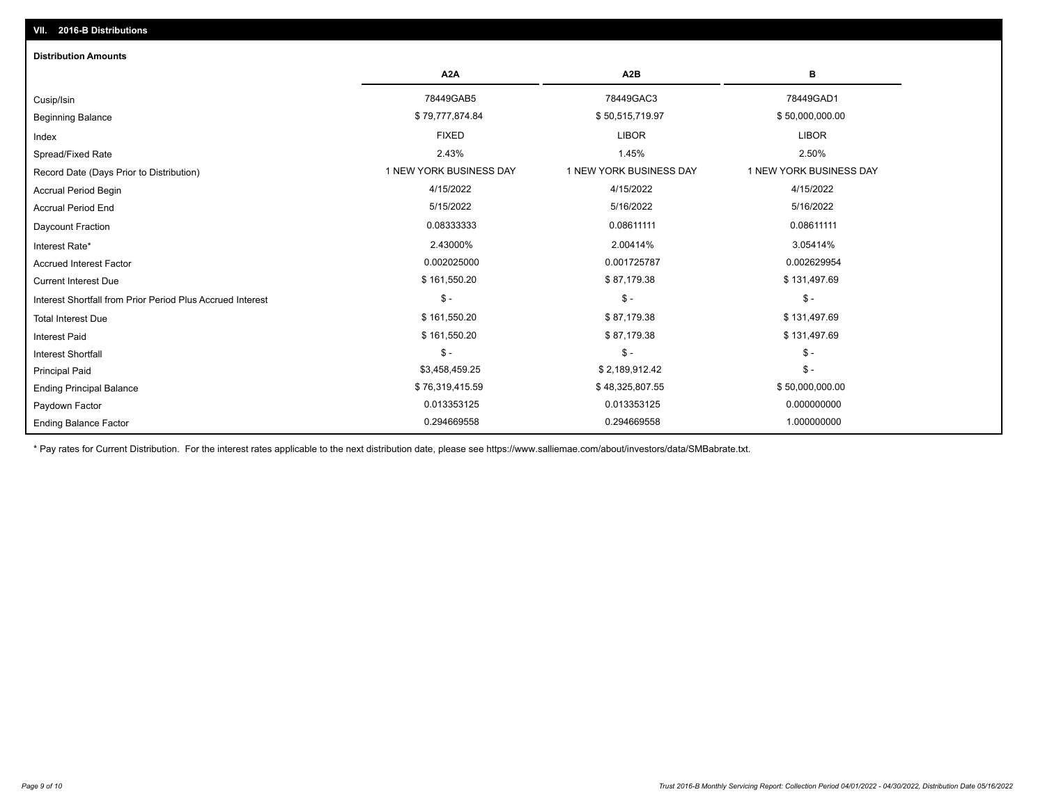## VII. 2016-B Distributions

### Distribution Amounts

| | A2A | A2B | B |
|---|---|---|---|
| Cusip/Isin | 78449GAB5 | 78449GAC3 | 78449GAD1 |
| Beginning Balance | $ 79,777,874.84 | $ 50,515,719.97 | $ 50,000,000.00 |
| Index | FIXED | LIBOR | LIBOR |
| Spread/Fixed Rate | 2.43% | 1.45% | 2.50% |
| Record Date (Days Prior to Distribution) | 1 NEW YORK BUSINESS DAY | 1 NEW YORK BUSINESS DAY | 1 NEW YORK BUSINESS DAY |
| Accrual Period Begin | 4/15/2022 | 4/15/2022 | 4/15/2022 |
| Accrual Period End | 5/15/2022 | 5/16/2022 | 5/16/2022 |
| Daycount Fraction | 0.08333333 | 0.08611111 | 0.08611111 |
| Interest Rate* | 2.43000% | 2.00414% | 3.05414% |
| Accrued Interest Factor | 0.002025000 | 0.001725787 | 0.002629954 |
| Current Interest Due | $ 161,550.20 | $ 87,179.38 | $ 131,497.69 |
| Interest Shortfall from Prior Period Plus Accrued Interest | $ - | $ - | $ - |
| Total Interest Due | $ 161,550.20 | $ 87,179.38 | $ 131,497.69 |
| Interest Paid | $ 161,550.20 | $ 87,179.38 | $ 131,497.69 |
| Interest Shortfall | $ - | $ - | $ - |
| Principal Paid | $3,458,459.25 | $ 2,189,912.42 | $ - |
| Ending Principal Balance | $ 76,319,415.59 | $ 48,325,807.55 | $ 50,000,000.00 |
| Paydown Factor | 0.013353125 | 0.013353125 | 0.000000000 |
| Ending Balance Factor | 0.294669558 | 0.294669558 | 1.000000000 |

* Pay rates for Current Distribution. For the interest rates applicable to the next distribution date, please see https://www.salliemae.com/about/investors/data/SMBabrate.txt.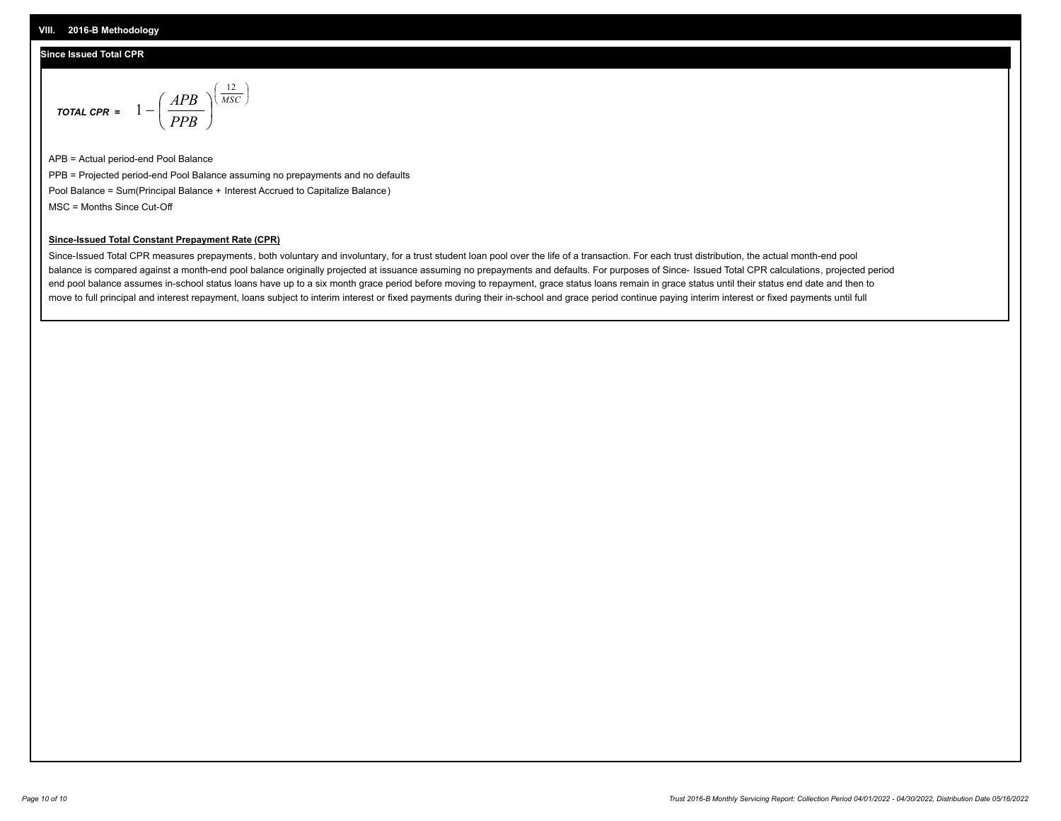## VIII. 2016-B Methodology

### Since Issued Total CPR

**TOTAL CPR =** $$1-\left(\frac{APB}{PPB}\right)^{\left(\frac{12}{MSC}\right)}$$

APB = Actual period-end Pool Balance

PPB = Projected period-end Pool Balance assuming no prepayments and no defaults

Pool Balance = Sum(Principal Balance + Interest Accrued to Capitalize Balance)

MSC = Months Since Cut-Off

**Since-Issued Total Constant Prepayment Rate (CPR)**

Since-Issued Total CPR measures prepayments, both voluntary and involuntary, for a trust student loan pool over the life of a transaction. For each trust distribution, the actual month-end pool balance is compared against a month-end pool balance originally projected at issuance assuming no prepayments and defaults. For purposes of Since- Issued Total CPR calculations, projected period end pool balance assumes in-school status loans have up to a six month grace period before moving to repayment, grace status loans remain in grace status until their status end date and then to move to full principal and interest repayment, loans subject to interim interest or fixed payments during their in-school and grace period continue paying interim interest or fixed payments until full